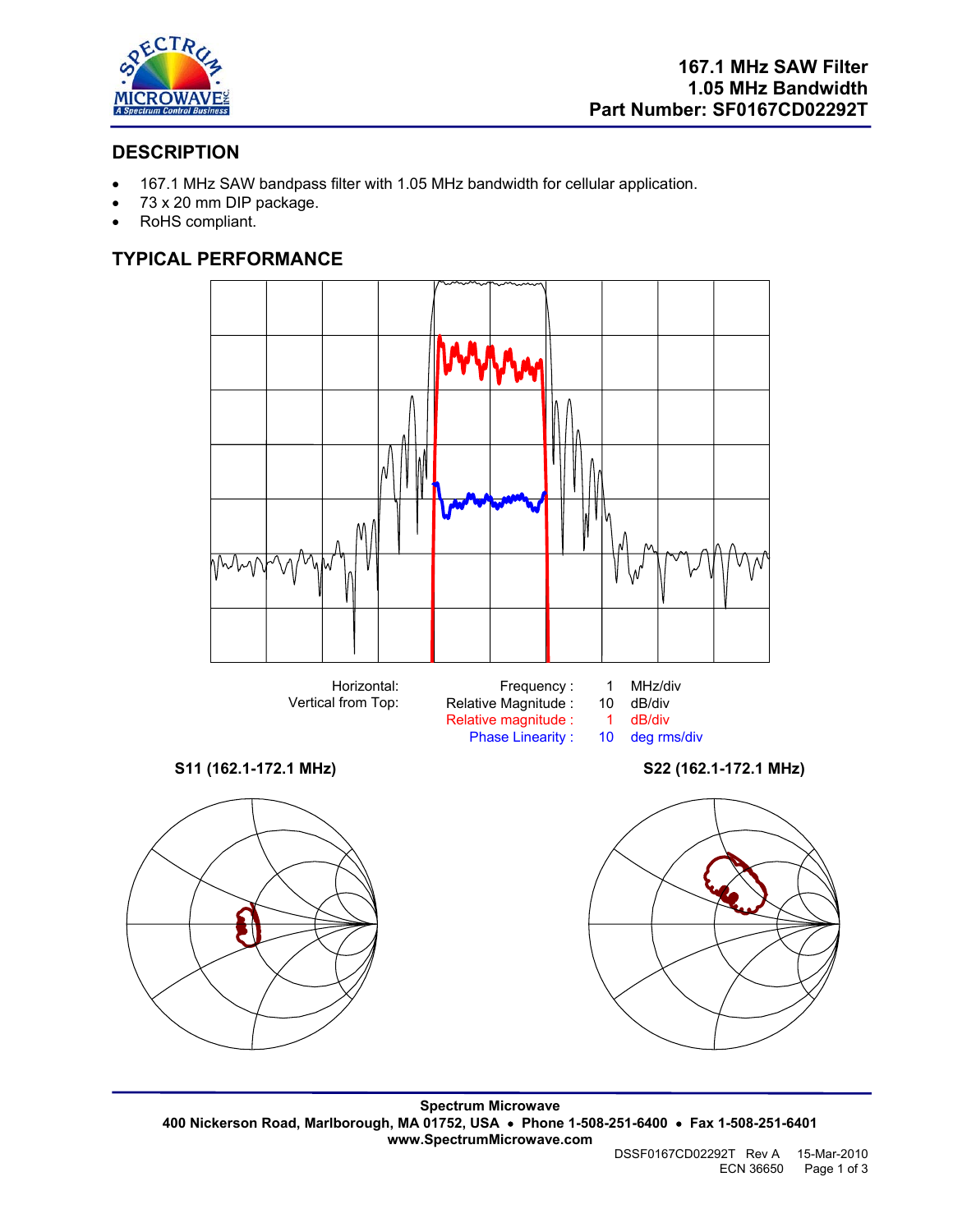**167.1 MHz SAW Filter**
**1.05 MHz Bandwidth**
**Part Number: SF0167CD02292T**

## DESCRIPTION

- 167.1 MHz SAW bandpass filter with 1.05 MHz bandwidth for cellular application.
- 73 x 20 mm DIP package.
- RoHS compliant.

## TYPICAL PERFORMANCE

| | | | |
|---|---|---|---|
| Horizontal: | Frequency : | 1 | MHz/div |
| Vertical from Top: | Relative Magnitude : | 10 | dB/div |
| | Relative magnitude : | 1 | dB/div |
| | Phase Linearity : | 10 | deg rms/div |

**S11 (162.1-172.1 MHz)**

**S22 (162.1-172.1 MHz)**

**Spectrum Microwave**
**400 Nickerson Road, Marlborough, MA 01752, USA • Phone 1-508-251-6400 • Fax 1-508-251-6401**
**www.SpectrumMicrowave.com**

DSSF0167CD02292T Rev A 15-Mar-2010
ECN 36650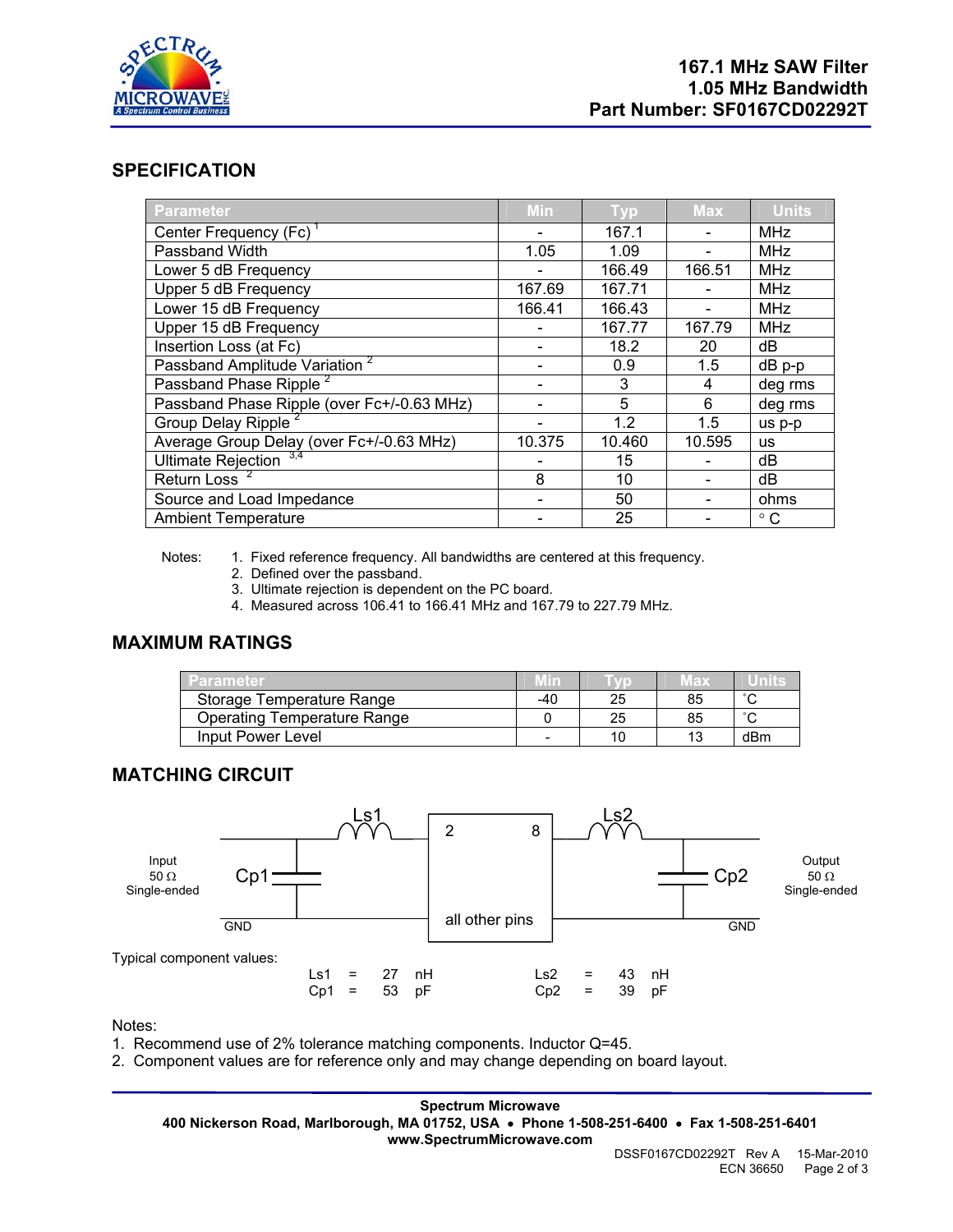**167.1 MHz SAW Filter**
**1.05 MHz Bandwidth**
**Part Number: SF0167CD02292T**

## SPECIFICATION

| Parameter | Min | Typ | Max | Units |
|---|---|---|---|---|
| Center Frequency (Fc) [1] | - | 167.1 | - | MHz |
| Passband Width | 1.05 | 1.09 | - | MHz |
| Lower 5 dB Frequency | - | 166.49 | 166.51 | MHz |
| Upper 5 dB Frequency | 167.69 | 167.71 | - | MHz |
| Lower 15 dB Frequency | 166.41 | 166.43 | - | MHz |
| Upper 15 dB Frequency | - | 167.77 | 167.79 | MHz |
| Insertion Loss (at Fc) | - | 18.2 | 20 | dB |
| Passband Amplitude Variation [2] | - | 0.9 | 1.5 | dB p-p |
| Passband Phase Ripple [2] | - | 3 | 4 | deg rms |
| Passband Phase Ripple (over Fc+/-0.63 MHz) | - | 5 | 6 | deg rms |
| Group Delay Ripple [2] | - | 1.2 | 1.5 | us p-p |
| Average Group Delay (over Fc+/-0.63 MHz) | 10.375 | 10.460 | 10.595 | us |
| Ultimate Rejection [3,4] | - | 15 | - | dB |
| Return Loss [2] | 8 | 10 | - | dB |
| Source and Load Impedance | - | 50 | - | ohms |
| Ambient Temperature | - | 25 | - | ° C |

Notes:
1. Fixed reference frequency. All bandwidths are centered at this frequency.
2. Defined over the passband.
3. Ultimate rejection is dependent on the PC board.
4. Measured across 106.41 to 166.41 MHz and 167.79 to 227.79 MHz.

## MAXIMUM RATINGS

| Parameter | Min | Typ | Max | Units |
|---|---|---|---|---|
| Storage Temperature Range | -40 | 25 | 85 | °C |
| Operating Temperature Range | 0 | 25 | 85 | °C |
| Input Power Level | - | 10 | 13 | dBm |

## MATCHING CIRCUIT

Input 50 Ω Single-ended — Cp1 — Ls1 — [2 | 8, all other pins] — Ls2 — Cp2 — Output 50 Ω Single-ended

GND | GND

Typical component values:

| | | | | | | | |
|---|---|---|---|---|---|---|---|
| Ls1 | = | 27 | nH | Ls2 | = | 43 | nH |
| Cp1 | = | 53 | pF | Cp2 | = | 39 | pF |

Notes:
1. Recommend use of 2% tolerance matching components. Inductor Q=45.
2. Component values are for reference only and may change depending on board layout.

**Spectrum Microwave**
**400 Nickerson Road, Marlborough, MA 01752, USA • Phone 1-508-251-6400 • Fax 1-508-251-6401**
**www.SpectrumMicrowave.com**

DSSF0167CD02292T Rev A 15-Mar-2010
ECN 36650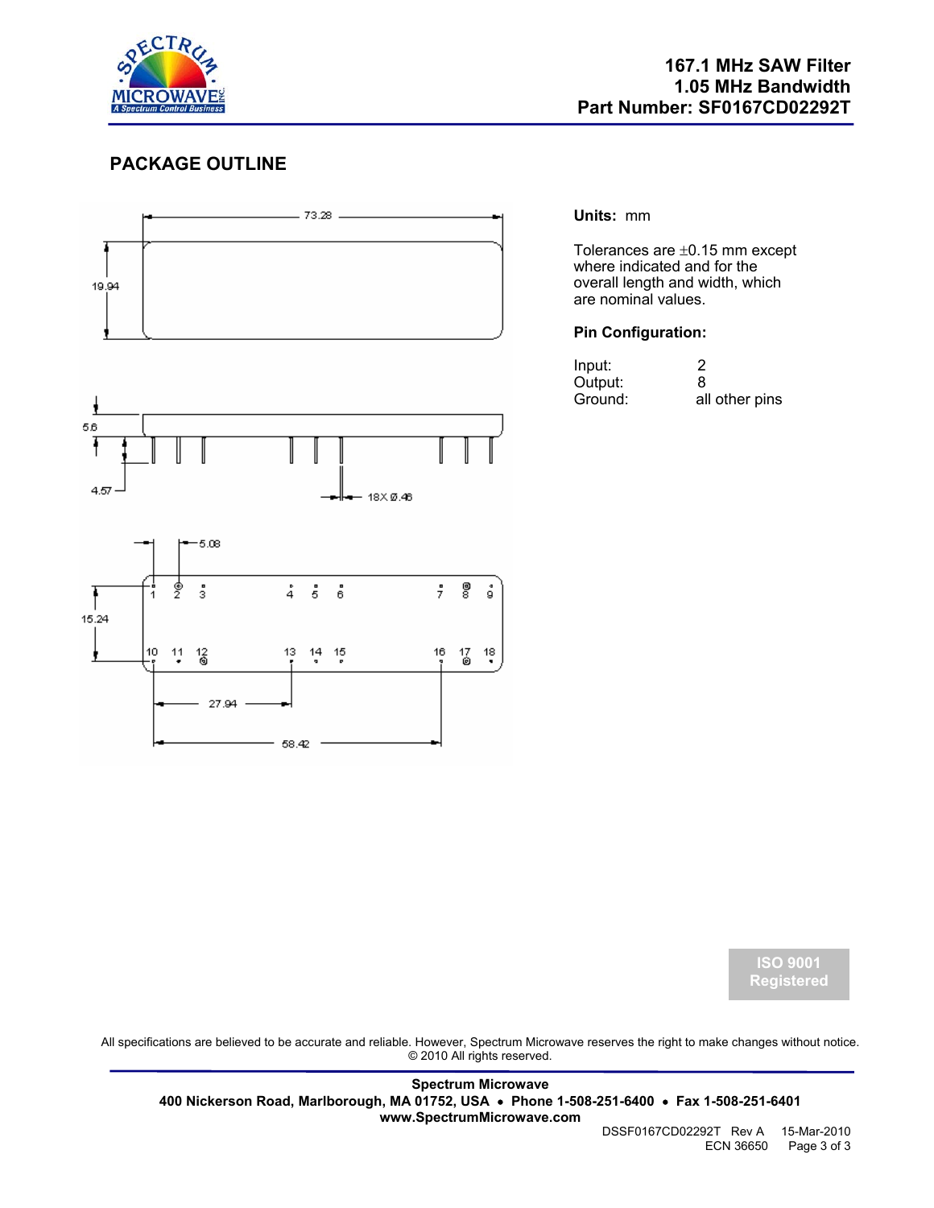# PACKAGE OUTLINE

73.28

19.94

5.6

4.57

18X Ø.46

5.08

1 2 3 4 5 6 7 8 9

15.24

10 11 12 13 14 15 16 17 18

27.94

58.42

**Units:** mm

Tolerances are ±0.15 mm except where indicated and for the overall length and width, which are nominal values.

**Pin Configuration:**

| | |
|---|---|
| Input: | 2 |
| Output: | 8 |
| Ground: | all other pins |

ISO 9001 Registered

All specifications are believed to be accurate and reliable. However, Spectrum Microwave reserves the right to make changes without notice. © 2010 All rights reserved.

**Spectrum Microwave**
**400 Nickerson Road, Marlborough, MA 01752, USA • Phone 1-508-251-6400 • Fax 1-508-251-6401**
**www.SpectrumMicrowave.com**

DSSF0167CD02292T Rev A 15-Mar-2010
ECN 36650